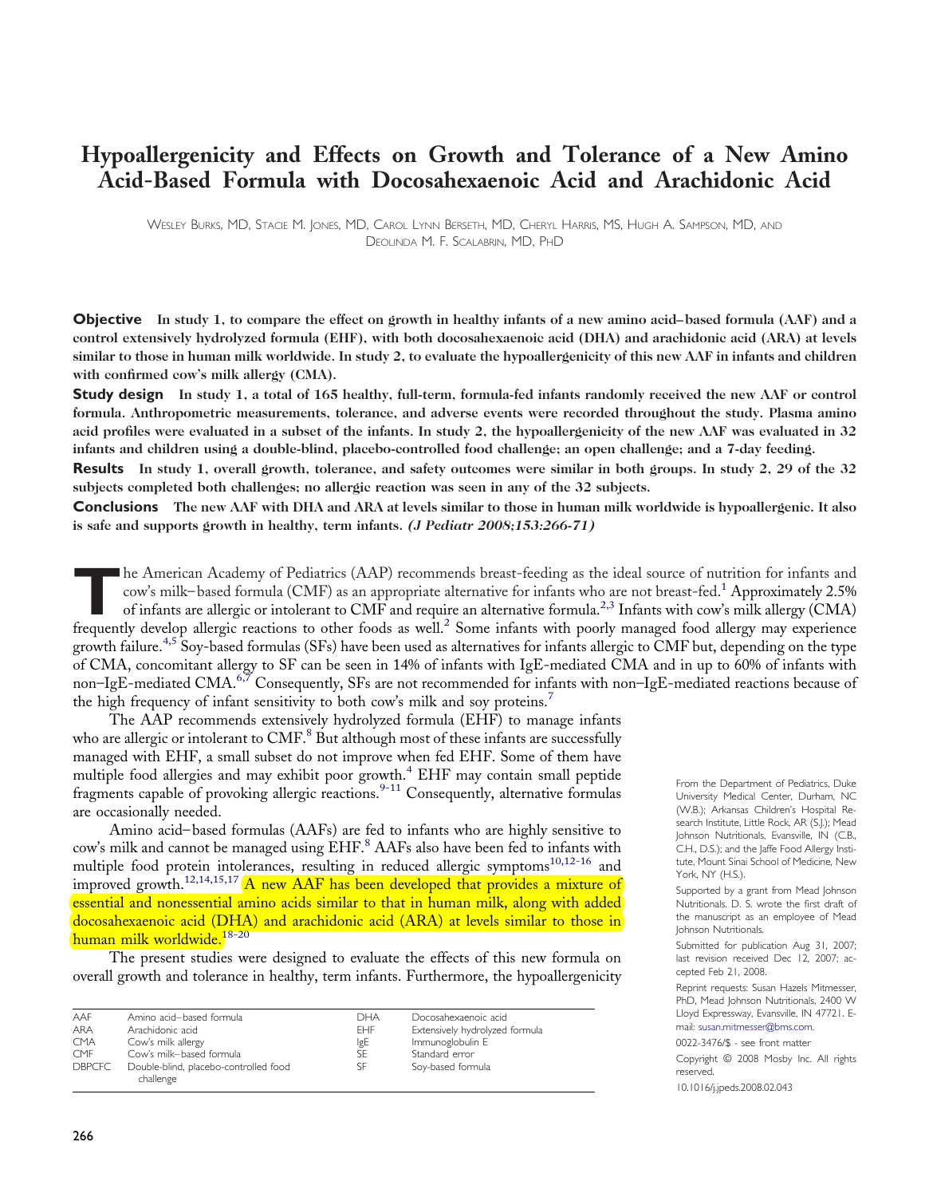# Hypoallergenicity and Effects on Growth and Tolerance of a New Amino Acid-Based Formula with Docosahexaenoic Acid and Arachidonic Acid

WESLEY BURKS, MD, STACIE M. JONES, MD, CAROL LYNN BERSETH, MD, CHERYL HARRIS, MS, HUGH A. SAMPSON, MD, AND DEOLINDA M. F. SCALABRIN, MD, PHD

**Objective** **In study 1, to compare the effect on growth in healthy infants of a new amino acid–based formula (AAF) and a control extensively hydrolyzed formula (EHF), with both docosahexaenoic acid (DHA) and arachidonic acid (ARA) at levels similar to those in human milk worldwide. In study 2, to evaluate the hypoallergenicity of this new AAF in infants and children with confirmed cow's milk allergy (CMA).**

**Study design** **In study 1, a total of 165 healthy, full-term, formula-fed infants randomly received the new AAF or control formula. Anthropometric measurements, tolerance, and adverse events were recorded throughout the study. Plasma amino acid profiles were evaluated in a subset of the infants. In study 2, the hypoallergenicity of the new AAF was evaluated in 32 infants and children using a double-blind, placebo-controlled food challenge; an open challenge; and a 7-day feeding.**

**Results** **In study 1, overall growth, tolerance, and safety outcomes were similar in both groups. In study 2, 29 of the 32 subjects completed both challenges; no allergic reaction was seen in any of the 32 subjects.**

**Conclusions** **The new AAF with DHA and ARA at levels similar to those in human milk worldwide is hypoallergenic. It also is safe and supports growth in healthy, term infants.** ***(J Pediatr 2008;153:266-71)***

The American Academy of Pediatrics (AAP) recommends breast-feeding as the ideal source of nutrition for infants and cow's milk–based formula (CMF) as an appropriate alternative for infants who are not breast-fed.[1] Approximately 2.5% of infants are allergic or intolerant to CMF and require an alternative formula.[2,3] Infants with cow's milk allergy (CMA) frequently develop allergic reactions to other foods as well.[2] Some infants with poorly managed food allergy may experience growth failure.[4,5] Soy-based formulas (SFs) have been used as alternatives for infants allergic to CMF but, depending on the type of CMA, concomitant allergy to SF can be seen in 14% of infants with IgE-mediated CMA and in up to 60% of infants with non–IgE-mediated CMA.[6,7] Consequently, SFs are not recommended for infants with non–IgE-mediated reactions because of the high frequency of infant sensitivity to both cow's milk and soy proteins.[7]

The AAP recommends extensively hydrolyzed formula (EHF) to manage infants who are allergic or intolerant to CMF.[8] But although most of these infants are successfully managed with EHF, a small subset do not improve when fed EHF. Some of them have multiple food allergies and may exhibit poor growth.[4] EHF may contain small peptide fragments capable of provoking allergic reactions.[9-11] Consequently, alternative formulas are occasionally needed.

Amino acid–based formulas (AAFs) are fed to infants who are highly sensitive to cow's milk and cannot be managed using EHF.[8] AAFs also have been fed to infants with multiple food protein intolerances, resulting in reduced allergic symptoms[10,12-16] and improved growth.[12,14,15,17] A new AAF has been developed that provides a mixture of essential and nonessential amino acids similar to that in human milk, along with added docosahexaenoic acid (DHA) and arachidonic acid (ARA) at levels similar to those in human milk worldwide.[18-20]

The present studies were designed to evaluate the effects of this new formula on overall growth and tolerance in healthy, term infants. Furthermore, the hypoallergenicity

| | | | |
|---|---|---|---|
| AAF | Amino acid–based formula | DHA | Docosahexaenoic acid |
| ARA | Arachidonic acid | EHF | Extensively hydrolyzed formula |
| CMA | Cow's milk allergy | IgE | Immunoglobulin E |
| CMF | Cow's milk–based formula | SE | Standard error |
| DBPCFC | Double-blind, placebo-controlled food challenge | SF | Soy-based formula |

From the Department of Pediatrics, Duke University Medical Center, Durham, NC (W.B.); Arkansas Children's Hospital Research Institute, Little Rock, AR (S.J.); Mead Johnson Nutritionals, Evansville, IN (C.B., C.H., D.S.); and the Jaffe Food Allergy Institute, Mount Sinai School of Medicine, New York, NY (H.S.).

Supported by a grant from Mead Johnson Nutritionals. D. S. wrote the first draft of the manuscript as an employee of Mead Johnson Nutritionals.

Submitted for publication Aug 31, 2007; last revision received Dec 12, 2007; accepted Feb 21, 2008.

Reprint requests: Susan Hazels Mitmesser, PhD, Mead Johnson Nutritionals, 2400 W Lloyd Expressway, Evansville, IN 47721. E-mail: susan.mitmesser@bms.com.

0022-3476/$ - see front matter

Copyright © 2008 Mosby Inc. All rights reserved.

10.1016/j.jpeds.2008.02.043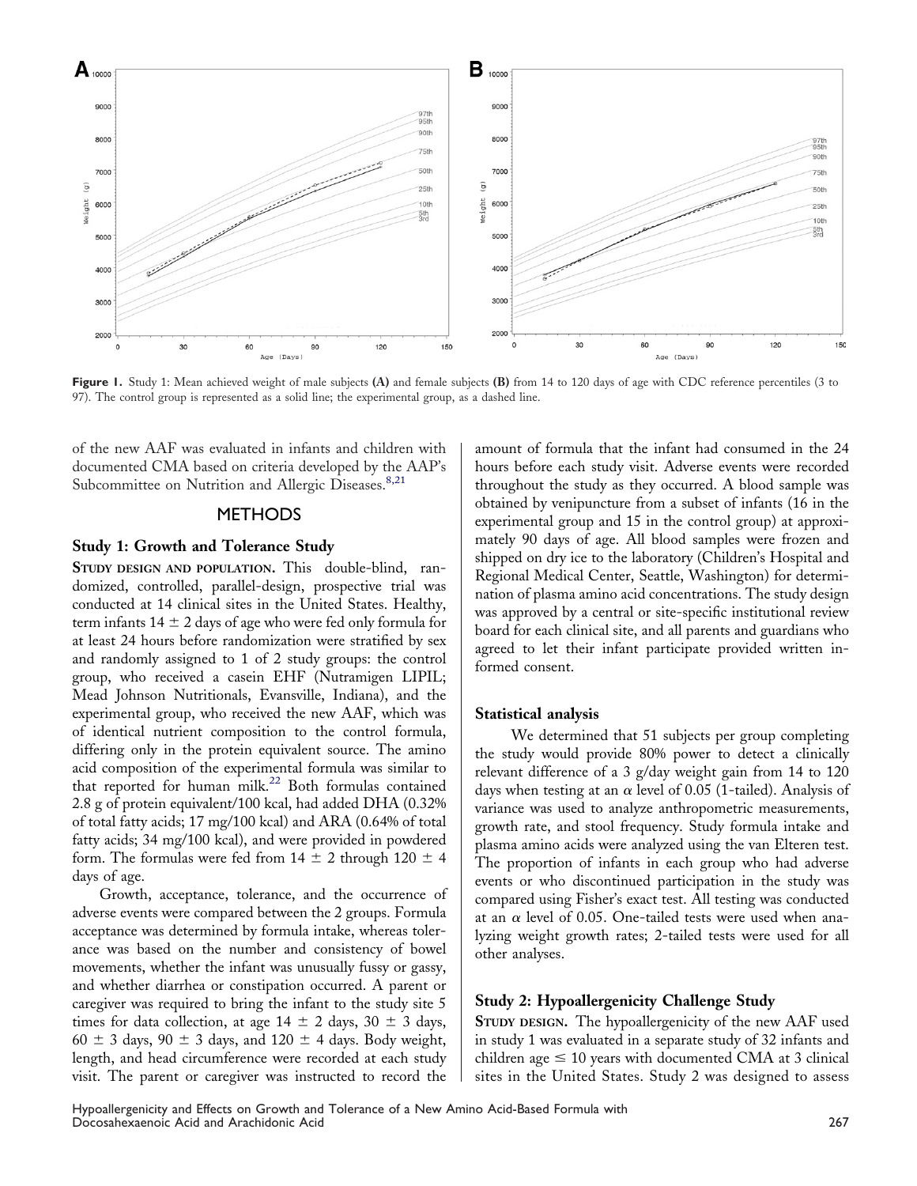**Figure 1.** Study 1: Mean achieved weight of male subjects **(A)** and female subjects **(B)** from 14 to 120 days of age with CDC reference percentiles (3 to 97). The control group is represented as a solid line; the experimental group, as a dashed line.

of the new AAF was evaluated in infants and children with documented CMA based on criteria developed by the AAP's Subcommittee on Nutrition and Allergic Diseases.[8,21]

## METHODS

### Study 1: Growth and Tolerance Study

**Study design and population.** This double-blind, randomized, controlled, parallel-design, prospective trial was conducted at 14 clinical sites in the United States. Healthy, term infants 14 ± 2 days of age who were fed only formula for at least 24 hours before randomization were stratified by sex and randomly assigned to 1 of 2 study groups: the control group, who received a casein EHF (Nutramigen LIPIL; Mead Johnson Nutritionals, Evansville, Indiana), and the experimental group, who received the new AAF, which was of identical nutrient composition to the control formula, differing only in the protein equivalent source. The amino acid composition of the experimental formula was similar to that reported for human milk.[22] Both formulas contained 2.8 g of protein equivalent/100 kcal, had added DHA (0.32% of total fatty acids; 17 mg/100 kcal) and ARA (0.64% of total fatty acids; 34 mg/100 kcal), and were provided in powdered form. The formulas were fed from 14 ± 2 through 120 ± 4 days of age.

Growth, acceptance, tolerance, and the occurrence of adverse events were compared between the 2 groups. Formula acceptance was determined by formula intake, whereas tolerance was based on the number and consistency of bowel movements, whether the infant was unusually fussy or gassy, and whether diarrhea or constipation occurred. A parent or caregiver was required to bring the infant to the study site 5 times for data collection, at age 14 ± 2 days, 30 ± 3 days, 60 ± 3 days, 90 ± 3 days, and 120 ± 4 days. Body weight, length, and head circumference were recorded at each study visit. The parent or caregiver was instructed to record the amount of formula that the infant had consumed in the 24 hours before each study visit. Adverse events were recorded throughout the study as they occurred. A blood sample was obtained by venipuncture from a subset of infants (16 in the experimental group and 15 in the control group) at approximately 90 days of age. All blood samples were frozen and shipped on dry ice to the laboratory (Children's Hospital and Regional Medical Center, Seattle, Washington) for determination of plasma amino acid concentrations. The study design was approved by a central or site-specific institutional review board for each clinical site, and all parents and guardians who agreed to let their infant participate provided written informed consent.

### Statistical analysis

We determined that 51 subjects per group completing the study would provide 80% power to detect a clinically relevant difference of a 3 g/day weight gain from 14 to 120 days when testing at an $\alpha$ level of 0.05 (1-tailed). Analysis of variance was used to analyze anthropometric measurements, growth rate, and stool frequency. Study formula intake and plasma amino acids were analyzed using the van Elteren test. The proportion of infants in each group who had adverse events or who discontinued participation in the study was compared using Fisher's exact test. All testing was conducted at an $\alpha$ level of 0.05. One-tailed tests were used when analyzing weight growth rates; 2-tailed tests were used for all other analyses.

### Study 2: Hypoallergenicity Challenge Study

**Study design.** The hypoallergenicity of the new AAF used in study 1 was evaluated in a separate study of 32 infants and children age ≤ 10 years with documented CMA at 3 clinical sites in the United States. Study 2 was designed to assess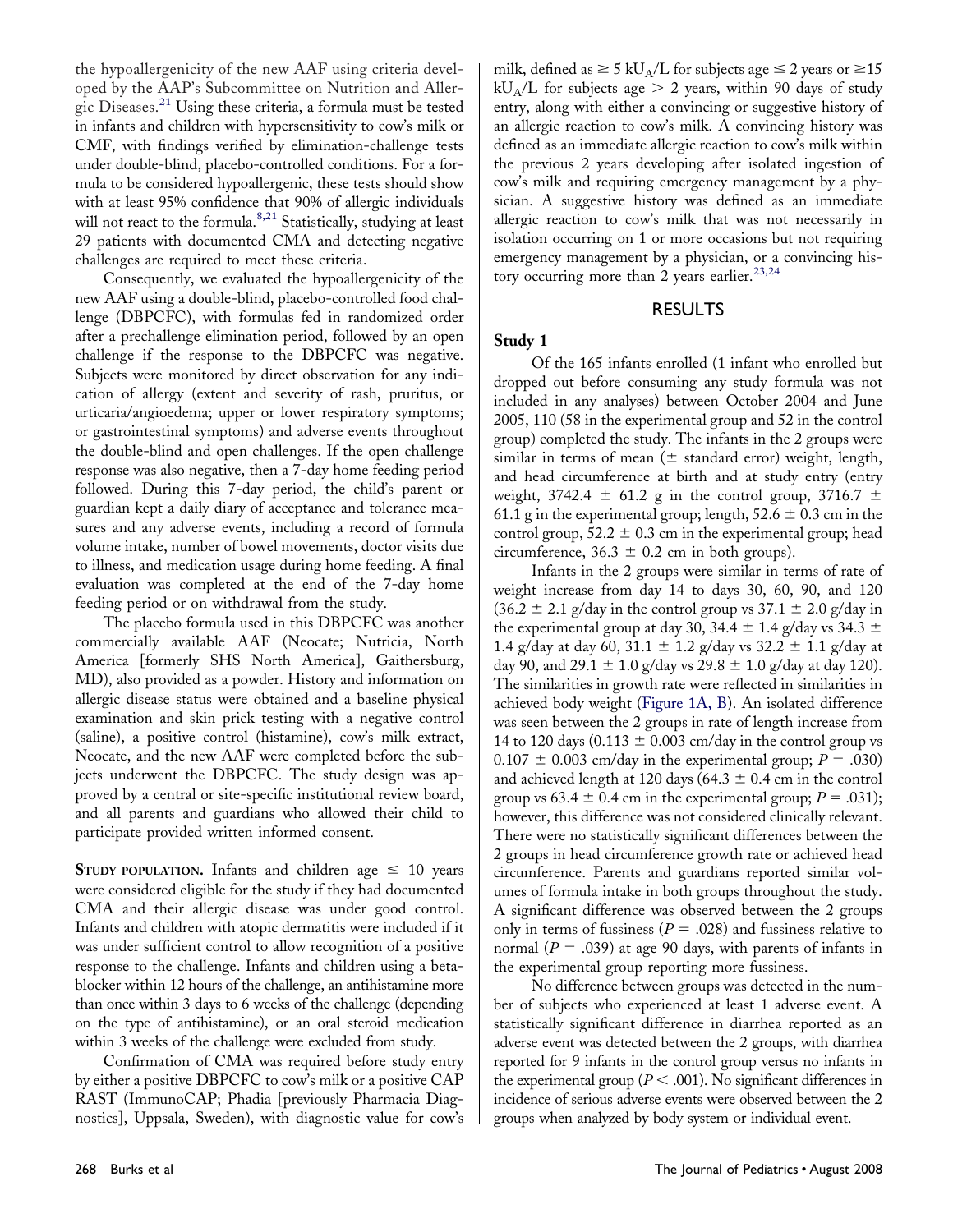the hypoallergenicity of the new AAF using criteria developed by the AAP's Subcommittee on Nutrition and Allergic Diseases.[21] Using these criteria, a formula must be tested in infants and children with hypersensitivity to cow's milk or CMF, with findings verified by elimination-challenge tests under double-blind, placebo-controlled conditions. For a formula to be considered hypoallergenic, these tests should show with at least 95% confidence that 90% of allergic individuals will not react to the formula.[8,21] Statistically, studying at least 29 patients with documented CMA and detecting negative challenges are required to meet these criteria.

Consequently, we evaluated the hypoallergenicity of the new AAF using a double-blind, placebo-controlled food challenge (DBPCFC), with formulas fed in randomized order after a prechallenge elimination period, followed by an open challenge if the response to the DBPCFC was negative. Subjects were monitored by direct observation for any indication of allergy (extent and severity of rash, pruritus, or urticaria/angioedema; upper or lower respiratory symptoms; or gastrointestinal symptoms) and adverse events throughout the double-blind and open challenges. If the open challenge response was also negative, then a 7-day home feeding period followed. During this 7-day period, the child's parent or guardian kept a daily diary of acceptance and tolerance measures and any adverse events, including a record of formula volume intake, number of bowel movements, doctor visits due to illness, and medication usage during home feeding. A final evaluation was completed at the end of the 7-day home feeding period or on withdrawal from the study.

The placebo formula used in this DBPCFC was another commercially available AAF (Neocate; Nutricia, North America [formerly SHS North America], Gaithersburg, MD), also provided as a powder. History and information on allergic disease status were obtained and a baseline physical examination and skin prick testing with a negative control (saline), a positive control (histamine), cow's milk extract, Neocate, and the new AAF were completed before the subjects underwent the DBPCFC. The study design was approved by a central or site-specific institutional review board, and all parents and guardians who allowed their child to participate provided written informed consent.

**Study population.** Infants and children age $\leq$ 10 years were considered eligible for the study if they had documented CMA and their allergic disease was under good control. Infants and children with atopic dermatitis were included if it was under sufficient control to allow recognition of a positive response to the challenge. Infants and children using a beta-blocker within 12 hours of the challenge, an antihistamine more than once within 3 days to 6 weeks of the challenge (depending on the type of antihistamine), or an oral steroid medication within 3 weeks of the challenge were excluded from study.

Confirmation of CMA was required before study entry by either a positive DBPCFC to cow's milk or a positive CAP RAST (ImmunoCAP; Phadia [previously Pharmacia Diagnostics], Uppsala, Sweden), with diagnostic value for cow's milk, defined as $\geq 5$ $kU_A/L$ for subjects age $\leq 2$ years or $\geq 15$ $kU_A/L$ for subjects age $> 2$ years, within 90 days of study entry, along with either a convincing or suggestive history of an allergic reaction to cow's milk. A convincing history was defined as an immediate allergic reaction to cow's milk within the previous 2 years developing after isolated ingestion of cow's milk and requiring emergency management by a physician. A suggestive history was defined as an immediate allergic reaction to cow's milk that was not necessarily in isolation occurring on 1 or more occasions but not requiring emergency management by a physician, or a convincing history occurring more than 2 years earlier.[23,24]

## RESULTS

### Study 1

Of the 165 infants enrolled (1 infant who enrolled but dropped out before consuming any study formula was not included in any analyses) between October 2004 and June 2005, 110 (58 in the experimental group and 52 in the control group) completed the study. The infants in the 2 groups were similar in terms of mean ($\pm$ standard error) weight, length, and head circumference at birth and at study entry (entry weight, 3742.4 $\pm$ 61.2 g in the control group, 3716.7 $\pm$ 61.1 g in the experimental group; length, 52.6 $\pm$ 0.3 cm in the control group, 52.2 $\pm$ 0.3 cm in the experimental group; head circumference, 36.3 $\pm$ 0.2 cm in both groups).

Infants in the 2 groups were similar in terms of rate of weight increase from day 14 to days 30, 60, 90, and 120 (36.2 $\pm$ 2.1 g/day in the control group vs 37.1 $\pm$ 2.0 g/day in the experimental group at day 30, 34.4 $\pm$ 1.4 g/day vs 34.3 $\pm$ 1.4 g/day at day 60, 31.1 $\pm$ 1.2 g/day vs 32.2 $\pm$ 1.1 g/day at day 90, and 29.1 $\pm$ 1.0 g/day vs 29.8 $\pm$ 1.0 g/day at day 120). The similarities in growth rate were reflected in similarities in achieved body weight (Figure 1A, B). An isolated difference was seen between the 2 groups in rate of length increase from 14 to 120 days (0.113 $\pm$ 0.003 cm/day in the control group vs 0.107 $\pm$ 0.003 cm/day in the experimental group; $P = .030$) and achieved length at 120 days (64.3 $\pm$ 0.4 cm in the control group vs 63.4 $\pm$ 0.4 cm in the experimental group; $P = .031$); however, this difference was not considered clinically relevant. There were no statistically significant differences between the 2 groups in head circumference growth rate or achieved head circumference. Parents and guardians reported similar volumes of formula intake in both groups throughout the study. A significant difference was observed between the 2 groups only in terms of fussiness ($P = .028$) and fussiness relative to normal ($P = .039$) at age 90 days, with parents of infants in the experimental group reporting more fussiness.

No difference between groups was detected in the number of subjects who experienced at least 1 adverse event. A statistically significant difference in diarrhea reported as an adverse event was detected between the 2 groups, with diarrhea reported for 9 infants in the control group versus no infants in the experimental group ($P < .001$). No significant differences in incidence of serious adverse events were observed between the 2 groups when analyzed by body system or individual event.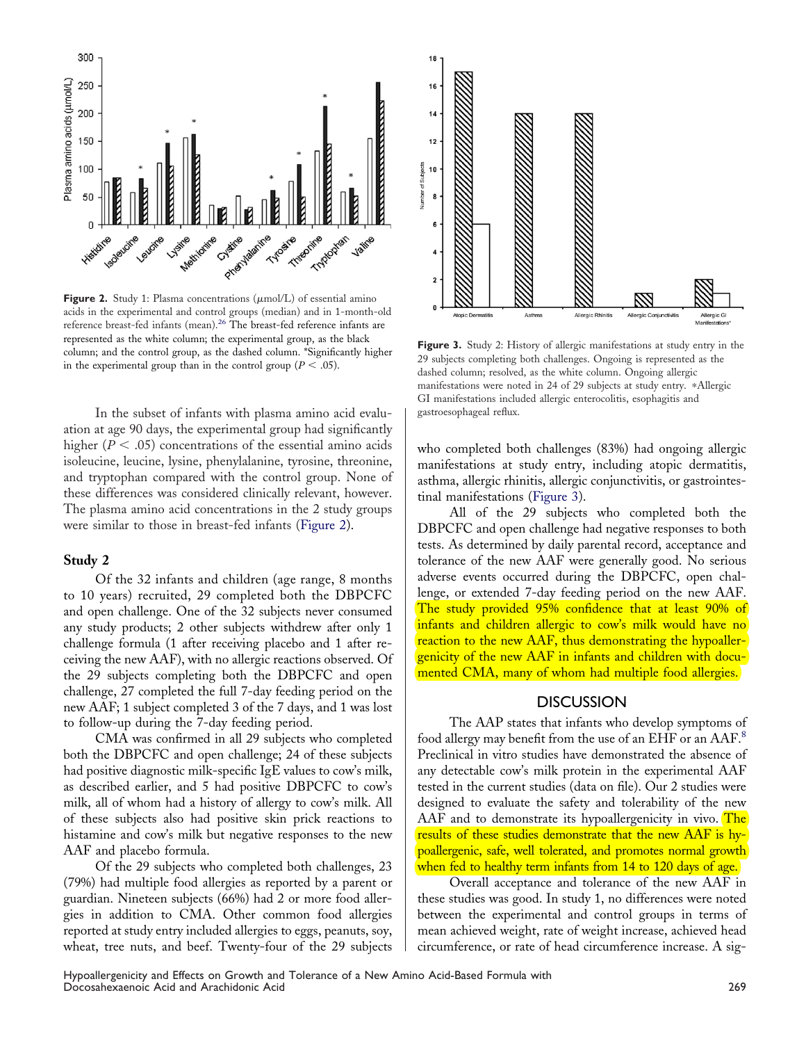**Figure 2.** Study 1: Plasma concentrations ($\mu$mol/L) of essential amino acids in the experimental and control groups (median) and in 1-month-old reference breast-fed infants (mean).[26] The breast-fed reference infants are represented as the white column; the experimental group, as the black column; and the control group, as the dashed column. *Significantly higher in the experimental group than in the control group ($P < .05$).

**Figure 3.** Study 2: History of allergic manifestations at study entry in the 29 subjects completing both challenges. Ongoing is represented as the dashed column; resolved, as the white column. Ongoing allergic manifestations were noted in 24 of 29 subjects at study entry. *Allergic GI manifestations included allergic enterocolitis, esophagitis and gastroesophageal reflux.

In the subset of infants with plasma amino acid evaluation at age 90 days, the experimental group had significantly higher ($P < .05$) concentrations of the essential amino acids isoleucine, leucine, lysine, phenylalanine, tyrosine, threonine, and tryptophan compared with the control group. None of these differences was considered clinically relevant, however. The plasma amino acid concentrations in the 2 study groups were similar to those in breast-fed infants (Figure 2).

### Study 2

Of the 32 infants and children (age range, 8 months to 10 years) recruited, 29 completed both the DBPCFC and open challenge. One of the 32 subjects never consumed any study products; 2 other subjects withdrew after only 1 challenge formula (1 after receiving placebo and 1 after receiving the new AAF), with no allergic reactions observed. Of the 29 subjects completing both the DBPCFC and open challenge, 27 completed the full 7-day feeding period on the new AAF; 1 subject completed 3 of the 7 days, and 1 was lost to follow-up during the 7-day feeding period.

CMA was confirmed in all 29 subjects who completed both the DBPCFC and open challenge; 24 of these subjects had positive diagnostic milk-specific IgE values to cow's milk, as described earlier, and 5 had positive DBPCFC to cow's milk, all of whom had a history of allergy to cow's milk. All of these subjects also had positive skin prick reactions to histamine and cow's milk but negative responses to the new AAF and placebo formula.

Of the 29 subjects who completed both challenges, 23 (79%) had multiple food allergies as reported by a parent or guardian. Nineteen subjects (66%) had 2 or more food allergies in addition to CMA. Other common food allergies reported at study entry included allergies to eggs, peanuts, soy, wheat, tree nuts, and beef. Twenty-four of the 29 subjects who completed both challenges (83%) had ongoing allergic manifestations at study entry, including atopic dermatitis, asthma, allergic rhinitis, allergic conjunctivitis, or gastrointestinal manifestations (Figure 3).

All of the 29 subjects who completed both the DBPCFC and open challenge had negative responses to both tests. As determined by daily parental record, acceptance and tolerance of the new AAF were generally good. No serious adverse events occurred during the DBPCFC, open challenge, or extended 7-day feeding period on the new AAF. The study provided 95% confidence that at least 90% of infants and children allergic to cow's milk would have no reaction to the new AAF, thus demonstrating the hypoallergenicity of the new AAF in infants and children with documented CMA, many of whom had multiple food allergies.

## DISCUSSION

The AAP states that infants who develop symptoms of food allergy may benefit from the use of an EHF or an AAF.[8] Preclinical in vitro studies have demonstrated the absence of any detectable cow's milk protein in the experimental AAF tested in the current studies (data on file). Our 2 studies were designed to evaluate the safety and tolerability of the new AAF and to demonstrate its hypoallergenicity in vivo. The results of these studies demonstrate that the new AAF is hypoallergenic, safe, well tolerated, and promotes normal growth when fed to healthy term infants from 14 to 120 days of age.

Overall acceptance and tolerance of the new AAF in these studies was good. In study 1, no differences were noted between the experimental and control groups in terms of mean achieved weight, rate of weight increase, achieved head circumference, or rate of head circumference increase. A sig-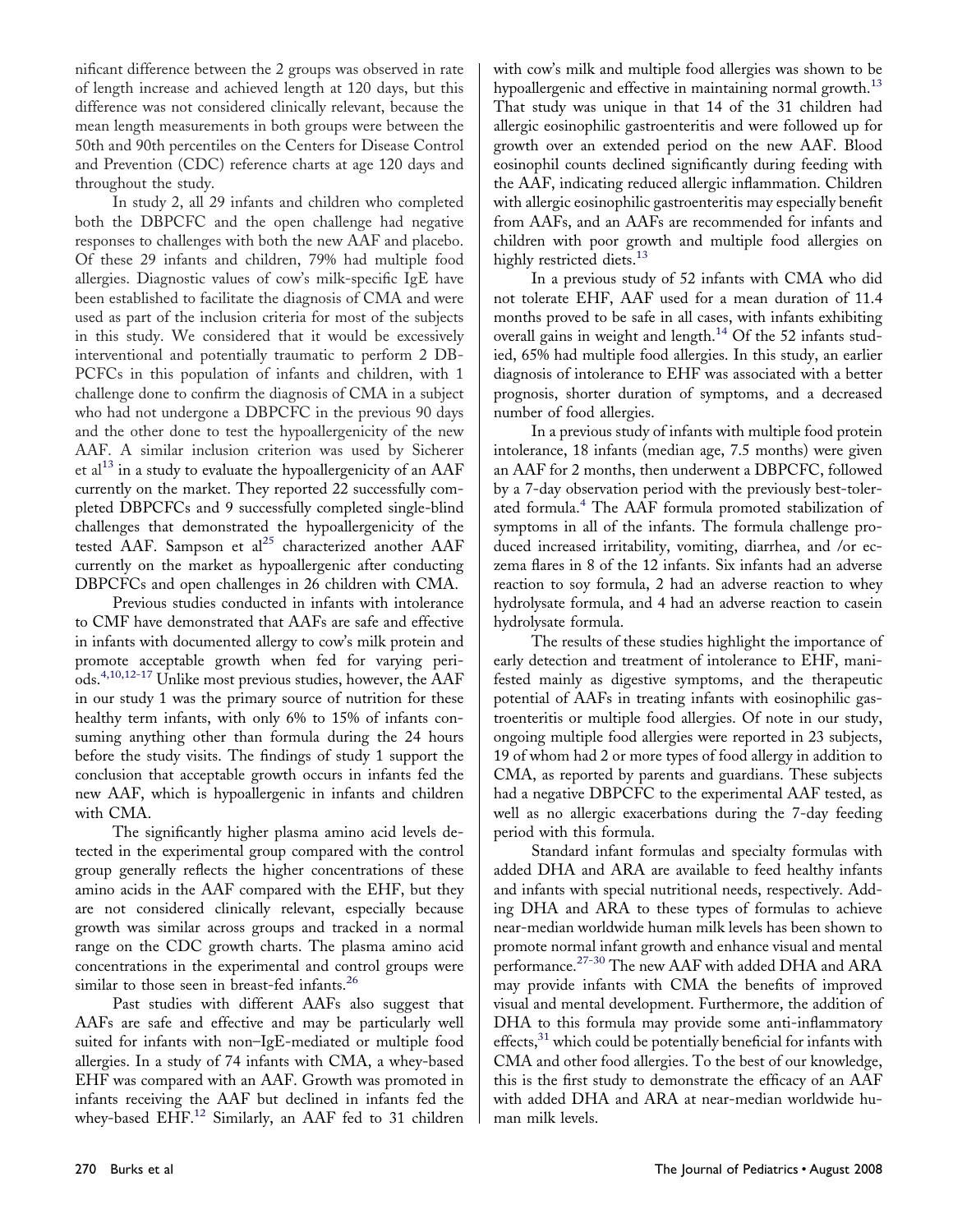nificant difference between the 2 groups was observed in rate of length increase and achieved length at 120 days, but this difference was not considered clinically relevant, because the mean length measurements in both groups were between the 50th and 90th percentiles on the Centers for Disease Control and Prevention (CDC) reference charts at age 120 days and throughout the study.

In study 2, all 29 infants and children who completed both the DBPCFC and the open challenge had negative responses to challenges with both the new AAF and placebo. Of these 29 infants and children, 79% had multiple food allergies. Diagnostic values of cow's milk-specific IgE have been established to facilitate the diagnosis of CMA and were used as part of the inclusion criteria for most of the subjects in this study. We considered that it would be excessively interventional and potentially traumatic to perform 2 DB-PCFCs in this population of infants and children, with 1 challenge done to confirm the diagnosis of CMA in a subject who had not undergone a DBPCFC in the previous 90 days and the other done to test the hypoallergenicity of the new AAF. A similar inclusion criterion was used by Sicherer et al[13] in a study to evaluate the hypoallergenicity of an AAF currently on the market. They reported 22 successfully completed DBPCFCs and 9 successfully completed single-blind challenges that demonstrated the hypoallergenicity of the tested AAF. Sampson et al[25] characterized another AAF currently on the market as hypoallergenic after conducting DBPCFCs and open challenges in 26 children with CMA.

Previous studies conducted in infants with intolerance to CMF have demonstrated that AAFs are safe and effective in infants with documented allergy to cow's milk protein and promote acceptable growth when fed for varying periods.[4,10,12-17] Unlike most previous studies, however, the AAF in our study 1 was the primary source of nutrition for these healthy term infants, with only 6% to 15% of infants consuming anything other than formula during the 24 hours before the study visits. The findings of study 1 support the conclusion that acceptable growth occurs in infants fed the new AAF, which is hypoallergenic in infants and children with CMA.

The significantly higher plasma amino acid levels detected in the experimental group compared with the control group generally reflects the higher concentrations of these amino acids in the AAF compared with the EHF, but they are not considered clinically relevant, especially because growth was similar across groups and tracked in a normal range on the CDC growth charts. The plasma amino acid concentrations in the experimental and control groups were similar to those seen in breast-fed infants.[26]

Past studies with different AAFs also suggest that AAFs are safe and effective and may be particularly well suited for infants with non–IgE-mediated or multiple food allergies. In a study of 74 infants with CMA, a whey-based EHF was compared with an AAF. Growth was promoted in infants receiving the AAF but declined in infants fed the whey-based EHF.[12] Similarly, an AAF fed to 31 children with cow's milk and multiple food allergies was shown to be hypoallergenic and effective in maintaining normal growth.[13] That study was unique in that 14 of the 31 children had allergic eosinophilic gastroenteritis and were followed up for growth over an extended period on the new AAF. Blood eosinophil counts declined significantly during feeding with the AAF, indicating reduced allergic inflammation. Children with allergic eosinophilic gastroenteritis may especially benefit from AAFs, and an AAFs are recommended for infants and children with poor growth and multiple food allergies on highly restricted diets.[13]

In a previous study of 52 infants with CMA who did not tolerate EHF, AAF used for a mean duration of 11.4 months proved to be safe in all cases, with infants exhibiting overall gains in weight and length.[14] Of the 52 infants studied, 65% had multiple food allergies. In this study, an earlier diagnosis of intolerance to EHF was associated with a better prognosis, shorter duration of symptoms, and a decreased number of food allergies.

In a previous study of infants with multiple food protein intolerance, 18 infants (median age, 7.5 months) were given an AAF for 2 months, then underwent a DBPCFC, followed by a 7-day observation period with the previously best-tolerated formula.[4] The AAF formula promoted stabilization of symptoms in all of the infants. The formula challenge produced increased irritability, vomiting, diarrhea, and /or eczema flares in 8 of the 12 infants. Six infants had an adverse reaction to soy formula, 2 had an adverse reaction to whey hydrolysate formula, and 4 had an adverse reaction to casein hydrolysate formula.

The results of these studies highlight the importance of early detection and treatment of intolerance to EHF, manifested mainly as digestive symptoms, and the therapeutic potential of AAFs in treating infants with eosinophilic gastroenteritis or multiple food allergies. Of note in our study, ongoing multiple food allergies were reported in 23 subjects, 19 of whom had 2 or more types of food allergy in addition to CMA, as reported by parents and guardians. These subjects had a negative DBPCFC to the experimental AAF tested, as well as no allergic exacerbations during the 7-day feeding period with this formula.

Standard infant formulas and specialty formulas with added DHA and ARA are available to feed healthy infants and infants with special nutritional needs, respectively. Adding DHA and ARA to these types of formulas to achieve near-median worldwide human milk levels has been shown to promote normal infant growth and enhance visual and mental performance.[27-30] The new AAF with added DHA and ARA may provide infants with CMA the benefits of improved visual and mental development. Furthermore, the addition of DHA to this formula may provide some anti-inflammatory effects,[31] which could be potentially beneficial for infants with CMA and other food allergies. To the best of our knowledge, this is the first study to demonstrate the efficacy of an AAF with added DHA and ARA at near-median worldwide human milk levels.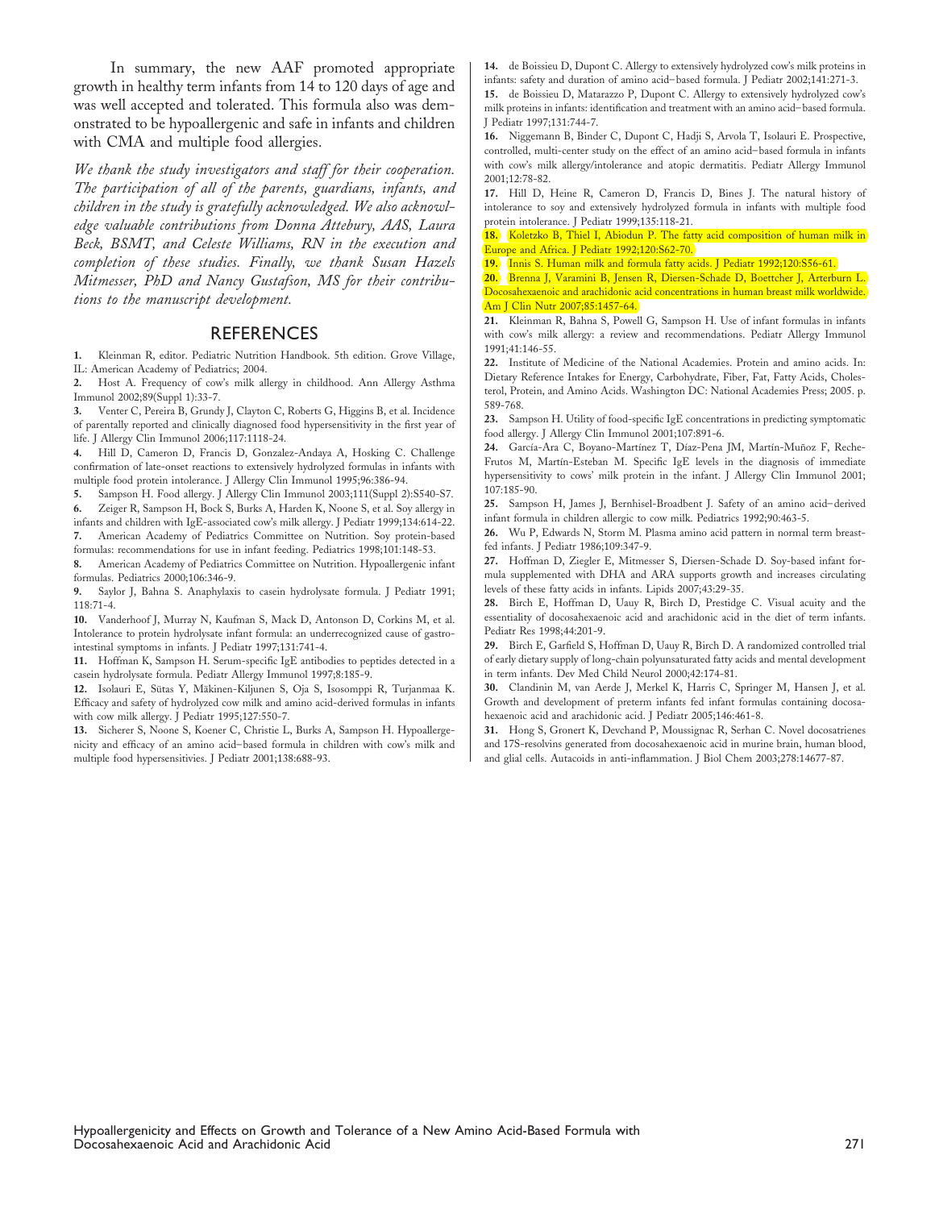In summary, the new AAF promoted appropriate growth in healthy term infants from 14 to 120 days of age and was well accepted and tolerated. This formula also was demonstrated to be hypoallergenic and safe in infants and children with CMA and multiple food allergies.

*We thank the study investigators and staff for their cooperation. The participation of all of the parents, guardians, infants, and children in the study is gratefully acknowledged. We also acknowledge valuable contributions from Donna Attebury, AAS, Laura Beck, BSMT, and Celeste Williams, RN in the execution and completion of these studies. Finally, we thank Susan Hazels Mitmesser, PhD and Nancy Gustafson, MS for their contributions to the manuscript development.*

## REFERENCES

1. Kleinman R, editor. Pediatric Nutrition Handbook. 5th edition. Grove Village, IL: American Academy of Pediatrics; 2004.
2. Host A. Frequency of cow's milk allergy in childhood. Ann Allergy Asthma Immunol 2002;89(Suppl 1):33-7.
3. Venter C, Pereira B, Grundy J, Clayton C, Roberts G, Higgins B, et al. Incidence of parentally reported and clinically diagnosed food hypersensitivity in the first year of life. J Allergy Clin Immunol 2006;117:1118-24.
4. Hill D, Cameron D, Francis D, Gonzalez-Andaya A, Hosking C. Challenge confirmation of late-onset reactions to extensively hydrolyzed formulas in infants with multiple food protein intolerance. J Allergy Clin Immunol 1995;96:386-94.
5. Sampson H. Food allergy. J Allergy Clin Immunol 2003;111(Suppl 2):S540-S7.
6. Zeiger R, Sampson H, Bock S, Burks A, Harden K, Noone S, et al. Soy allergy in infants and children with IgE-associated cow's milk allergy. J Pediatr 1999;134:614-22.
7. American Academy of Pediatrics Committee on Nutrition. Soy protein-based formulas: recommendations for use in infant feeding. Pediatrics 1998;101:148-53.
8. American Academy of Pediatrics Committee on Nutrition. Hypoallergenic infant formulas. Pediatrics 2000;106:346-9.
9. Saylor J, Bahna S. Anaphylaxis to casein hydrolysate formula. J Pediatr 1991; 118:71-4.
10. Vanderhoof J, Murray N, Kaufman S, Mack D, Antonson D, Corkins M, et al. Intolerance to protein hydrolysate infant formula: an underrecognized cause of gastrointestinal symptoms in infants. J Pediatr 1997;131:741-4.
11. Hoffman K, Sampson H. Serum-specific IgE antibodies to peptides detected in a casein hydrolysate formula. Pediatr Allergy Immunol 1997;8:185-9.
12. Isolauri E, Sütas Y, Mäkinen-Kiljunen S, Oja S, Isosomppi R, Turjanmaa K. Efficacy and safety of hydrolyzed cow milk and amino acid-derived formulas in infants with cow milk allergy. J Pediatr 1995;127:550-7.
13. Sicherer S, Noone S, Koener C, Christie L, Burks A, Sampson H. Hypoallergenicity and efficacy of an amino acid–based formula in children with cow's milk and multiple food hypersensitivies. J Pediatr 2001;138:688-93.
14. de Boissieu D, Dupont C. Allergy to extensively hydrolyzed cow's milk proteins in infants: safety and duration of amino acid–based formula. J Pediatr 2002;141:271-3.
15. de Boissieu D, Matarazzo P, Dupont C. Allergy to extensively hydrolyzed cow's milk proteins in infants: identification and treatment with an amino acid–based formula. J Pediatr 1997;131:744-7.
16. Niggemann B, Binder C, Dupont C, Hadji S, Arvola T, Isolauri E. Prospective, controlled, multi-center study on the effect of an amino acid–based formula in infants with cow's milk allergy/intolerance and atopic dermatitis. Pediatr Allergy Immunol 2001;12:78-82.
17. Hill D, Heine R, Cameron D, Francis D, Bines J. The natural history of intolerance to soy and extensively hydrolyzed formula in infants with multiple food protein intolerance. J Pediatr 1999;135:118-21.
18. Koletzko B, Thiel I, Abiodun P. The fatty acid composition of human milk in Europe and Africa. J Pediatr 1992;120:S62-70.
19. Innis S. Human milk and formula fatty acids. J Pediatr 1992;120:S56-61.
20. Brenna J, Varamini B, Jensen R, Diersen-Schade D, Boettcher J, Arterburn L. Docosahexaenoic and arachidonic acid concentrations in human breast milk worldwide. Am J Clin Nutr 2007;85:1457-64.
21. Kleinman R, Bahna S, Powell G, Sampson H. Use of infant formulas in infants with cow's milk allergy: a review and recommendations. Pediatr Allergy Immunol 1991;41:146-55.
22. Institute of Medicine of the National Academies. Protein and amino acids. In: Dietary Reference Intakes for Energy, Carbohydrate, Fiber, Fat, Fatty Acids, Cholesterol, Protein, and Amino Acids. Washington DC: National Academies Press; 2005. p. 589-768.
23. Sampson H. Utility of food-specific IgE concentrations in predicting symptomatic food allergy. J Allergy Clin Immunol 2001;107:891-6.
24. García-Ara C, Boyano-Martínez T, Díaz-Pena JM, Martín-Muñoz F, Reche-Frutos M, Martín-Esteban M. Specific IgE levels in the diagnosis of immediate hypersensitivity to cows' milk protein in the infant. J Allergy Clin Immunol 2001; 107:185-90.
25. Sampson H, James J, Bernhisel-Broadbent J. Safety of an amino acid–derived infant formula in children allergic to cow milk. Pediatrics 1992;90:463-5.
26. Wu P, Edwards N, Storm M. Plasma amino acid pattern in normal term breast-fed infants. J Pediatr 1986;109:347-9.
27. Hoffman D, Ziegler E, Mitmesser S, Diersen-Schade D. Soy-based infant formula supplemented with DHA and ARA supports growth and increases circulating levels of these fatty acids in infants. Lipids 2007;43:29-35.
28. Birch E, Hoffman D, Uauy R, Birch D, Prestidge C. Visual acuity and the essentiality of docosahexaenoic acid and arachidonic acid in the diet of term infants. Pediatr Res 1998;44:201-9.
29. Birch E, Garfield S, Hoffman D, Uauy R, Birch D. A randomized controlled trial of early dietary supply of long-chain polyunsaturated fatty acids and mental development in term infants. Dev Med Child Neurol 2000;42:174-81.
30. Clandinin M, van Aerde J, Merkel K, Harris C, Springer M, Hansen J, et al. Growth and development of preterm infants fed infant formulas containing docosahexaenoic acid and arachidonic acid. J Pediatr 2005;146:461-8.
31. Hong S, Gronert K, Devchand P, Moussignac R, Serhan C. Novel docosatrienes and 17S-resolvins generated from docosahexaenoic acid in murine brain, human blood, and glial cells. Autacoids in anti-inflammation. J Biol Chem 2003;278:14677-87.